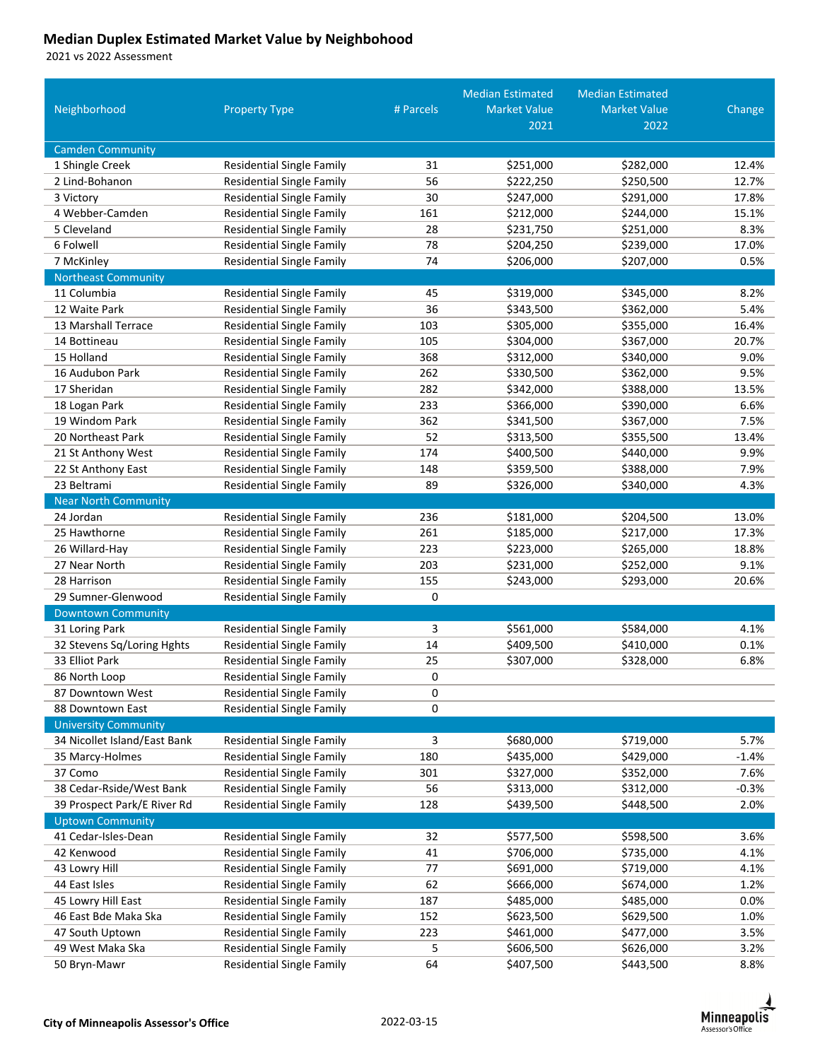# Median Duplex Estimated Market Value by Neighbohood

2021 vs 2022 Assessment

| Neighborhood | Property Type | # Parcels | Median Estimated Market Value 2021 | Median Estimated Market Value 2022 | Change |
|---|---|---|---|---|---|
| Camden Community | | | | | |
| 1 Shingle Creek | Residential Single Family | 31 | $251,000 | $282,000 | 12.4% |
| 2 Lind-Bohanon | Residential Single Family | 56 | $222,250 | $250,500 | 12.7% |
| 3 Victory | Residential Single Family | 30 | $247,000 | $291,000 | 17.8% |
| 4 Webber-Camden | Residential Single Family | 161 | $212,000 | $244,000 | 15.1% |
| 5 Cleveland | Residential Single Family | 28 | $231,750 | $251,000 | 8.3% |
| 6 Folwell | Residential Single Family | 78 | $204,250 | $239,000 | 17.0% |
| 7 McKinley | Residential Single Family | 74 | $206,000 | $207,000 | 0.5% |
| Northeast Community | | | | | |
| 11 Columbia | Residential Single Family | 45 | $319,000 | $345,000 | 8.2% |
| 12 Waite Park | Residential Single Family | 36 | $343,500 | $362,000 | 5.4% |
| 13 Marshall Terrace | Residential Single Family | 103 | $305,000 | $355,000 | 16.4% |
| 14 Bottineau | Residential Single Family | 105 | $304,000 | $367,000 | 20.7% |
| 15 Holland | Residential Single Family | 368 | $312,000 | $340,000 | 9.0% |
| 16 Audubon Park | Residential Single Family | 262 | $330,500 | $362,000 | 9.5% |
| 17 Sheridan | Residential Single Family | 282 | $342,000 | $388,000 | 13.5% |
| 18 Logan Park | Residential Single Family | 233 | $366,000 | $390,000 | 6.6% |
| 19 Windom Park | Residential Single Family | 362 | $341,500 | $367,000 | 7.5% |
| 20 Northeast Park | Residential Single Family | 52 | $313,500 | $355,500 | 13.4% |
| 21 St Anthony West | Residential Single Family | 174 | $400,500 | $440,000 | 9.9% |
| 22 St Anthony East | Residential Single Family | 148 | $359,500 | $388,000 | 7.9% |
| 23 Beltrami | Residential Single Family | 89 | $326,000 | $340,000 | 4.3% |
| Near North Community | | | | | |
| 24 Jordan | Residential Single Family | 236 | $181,000 | $204,500 | 13.0% |
| 25 Hawthorne | Residential Single Family | 261 | $185,000 | $217,000 | 17.3% |
| 26 Willard-Hay | Residential Single Family | 223 | $223,000 | $265,000 | 18.8% |
| 27 Near North | Residential Single Family | 203 | $231,000 | $252,000 | 9.1% |
| 28 Harrison | Residential Single Family | 155 | $243,000 | $293,000 | 20.6% |
| 29 Sumner-Glenwood | Residential Single Family | 0 | | | |
| Downtown Community | | | | | |
| 31 Loring Park | Residential Single Family | 3 | $561,000 | $584,000 | 4.1% |
| 32 Stevens Sq/Loring Hghts | Residential Single Family | 14 | $409,500 | $410,000 | 0.1% |
| 33 Elliot Park | Residential Single Family | 25 | $307,000 | $328,000 | 6.8% |
| 86 North Loop | Residential Single Family | 0 | | | |
| 87 Downtown West | Residential Single Family | 0 | | | |
| 88 Downtown East | Residential Single Family | 0 | | | |
| University Community | | | | | |
| 34 Nicollet Island/East Bank | Residential Single Family | 3 | $680,000 | $719,000 | 5.7% |
| 35 Marcy-Holmes | Residential Single Family | 180 | $435,000 | $429,000 | -1.4% |
| 37 Como | Residential Single Family | 301 | $327,000 | $352,000 | 7.6% |
| 38 Cedar-Rside/West Bank | Residential Single Family | 56 | $313,000 | $312,000 | -0.3% |
| 39 Prospect Park/E River Rd | Residential Single Family | 128 | $439,500 | $448,500 | 2.0% |
| Uptown Community | | | | | |
| 41 Cedar-Isles-Dean | Residential Single Family | 32 | $577,500 | $598,500 | 3.6% |
| 42 Kenwood | Residential Single Family | 41 | $706,000 | $735,000 | 4.1% |
| 43 Lowry Hill | Residential Single Family | 77 | $691,000 | $719,000 | 4.1% |
| 44 East Isles | Residential Single Family | 62 | $666,000 | $674,000 | 1.2% |
| 45 Lowry Hill East | Residential Single Family | 187 | $485,000 | $485,000 | 0.0% |
| 46 East Bde Maka Ska | Residential Single Family | 152 | $623,500 | $629,500 | 1.0% |
| 47 South Uptown | Residential Single Family | 223 | $461,000 | $477,000 | 3.5% |
| 49 West Maka Ska | Residential Single Family | 5 | $606,500 | $626,000 | 3.2% |
| 50 Bryn-Mawr | Residential Single Family | 64 | $407,500 | $443,500 | 8.8% |

City of Minneapolis Assessor's Office

2022-03-15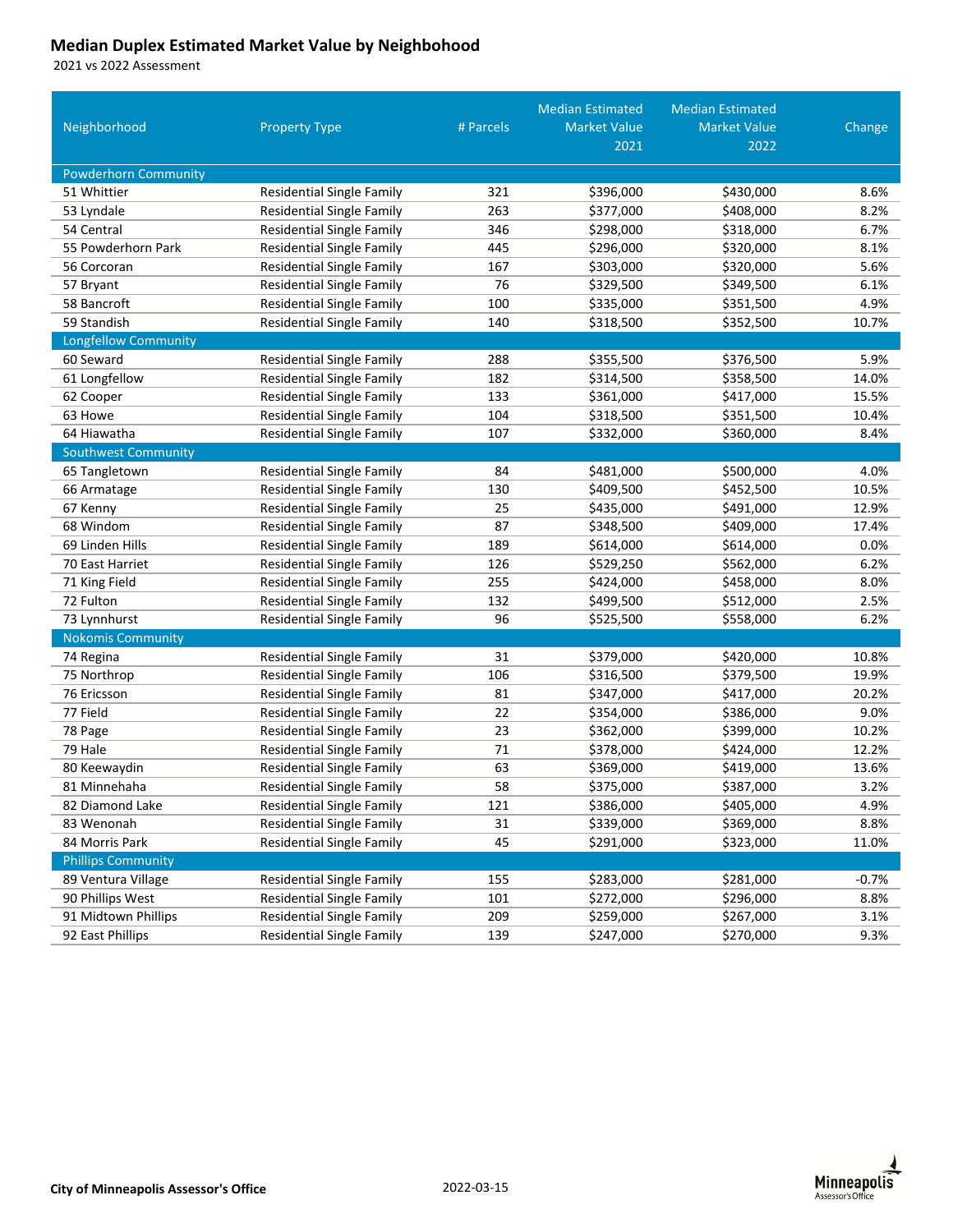## Median Duplex Estimated Market Value by Neighbohood

2021 vs 2022 Assessment

| Neighborhood | Property Type | # Parcels | Median Estimated Market Value 2021 | Median Estimated Market Value 2022 | Change |
|---|---|---|---|---|---|
| Powderhorn Community | | | | | |
| 51 Whittier | Residential Single Family | 321 | $396,000 | $430,000 | 8.6% |
| 53 Lyndale | Residential Single Family | 263 | $377,000 | $408,000 | 8.2% |
| 54 Central | Residential Single Family | 346 | $298,000 | $318,000 | 6.7% |
| 55 Powderhorn Park | Residential Single Family | 445 | $296,000 | $320,000 | 8.1% |
| 56 Corcoran | Residential Single Family | 167 | $303,000 | $320,000 | 5.6% |
| 57 Bryant | Residential Single Family | 76 | $329,500 | $349,500 | 6.1% |
| 58 Bancroft | Residential Single Family | 100 | $335,000 | $351,500 | 4.9% |
| 59 Standish | Residential Single Family | 140 | $318,500 | $352,500 | 10.7% |
| Longfellow Community | | | | | |
| 60 Seward | Residential Single Family | 288 | $355,500 | $376,500 | 5.9% |
| 61 Longfellow | Residential Single Family | 182 | $314,500 | $358,500 | 14.0% |
| 62 Cooper | Residential Single Family | 133 | $361,000 | $417,000 | 15.5% |
| 63 Howe | Residential Single Family | 104 | $318,500 | $351,500 | 10.4% |
| 64 Hiawatha | Residential Single Family | 107 | $332,000 | $360,000 | 8.4% |
| Southwest Community | | | | | |
| 65 Tangletown | Residential Single Family | 84 | $481,000 | $500,000 | 4.0% |
| 66 Armatage | Residential Single Family | 130 | $409,500 | $452,500 | 10.5% |
| 67 Kenny | Residential Single Family | 25 | $435,000 | $491,000 | 12.9% |
| 68 Windom | Residential Single Family | 87 | $348,500 | $409,000 | 17.4% |
| 69 Linden Hills | Residential Single Family | 189 | $614,000 | $614,000 | 0.0% |
| 70 East Harriet | Residential Single Family | 126 | $529,250 | $562,000 | 6.2% |
| 71 King Field | Residential Single Family | 255 | $424,000 | $458,000 | 8.0% |
| 72 Fulton | Residential Single Family | 132 | $499,500 | $512,000 | 2.5% |
| 73 Lynnhurst | Residential Single Family | 96 | $525,500 | $558,000 | 6.2% |
| Nokomis Community | | | | | |
| 74 Regina | Residential Single Family | 31 | $379,000 | $420,000 | 10.8% |
| 75 Northrop | Residential Single Family | 106 | $316,500 | $379,500 | 19.9% |
| 76 Ericsson | Residential Single Family | 81 | $347,000 | $417,000 | 20.2% |
| 77 Field | Residential Single Family | 22 | $354,000 | $386,000 | 9.0% |
| 78 Page | Residential Single Family | 23 | $362,000 | $399,000 | 10.2% |
| 79 Hale | Residential Single Family | 71 | $378,000 | $424,000 | 12.2% |
| 80 Keewaydin | Residential Single Family | 63 | $369,000 | $419,000 | 13.6% |
| 81 Minnehaha | Residential Single Family | 58 | $375,000 | $387,000 | 3.2% |
| 82 Diamond Lake | Residential Single Family | 121 | $386,000 | $405,000 | 4.9% |
| 83 Wenonah | Residential Single Family | 31 | $339,000 | $369,000 | 8.8% |
| 84 Morris Park | Residential Single Family | 45 | $291,000 | $323,000 | 11.0% |
| Phillips Community | | | | | |
| 89 Ventura Village | Residential Single Family | 155 | $283,000 | $281,000 | -0.7% |
| 90 Phillips West | Residential Single Family | 101 | $272,000 | $296,000 | 8.8% |
| 91 Midtown Phillips | Residential Single Family | 209 | $259,000 | $267,000 | 3.1% |
| 92 East Phillips | Residential Single Family | 139 | $247,000 | $270,000 | 9.3% |

**City of Minneapolis Assessor's Office** 2022-03-15